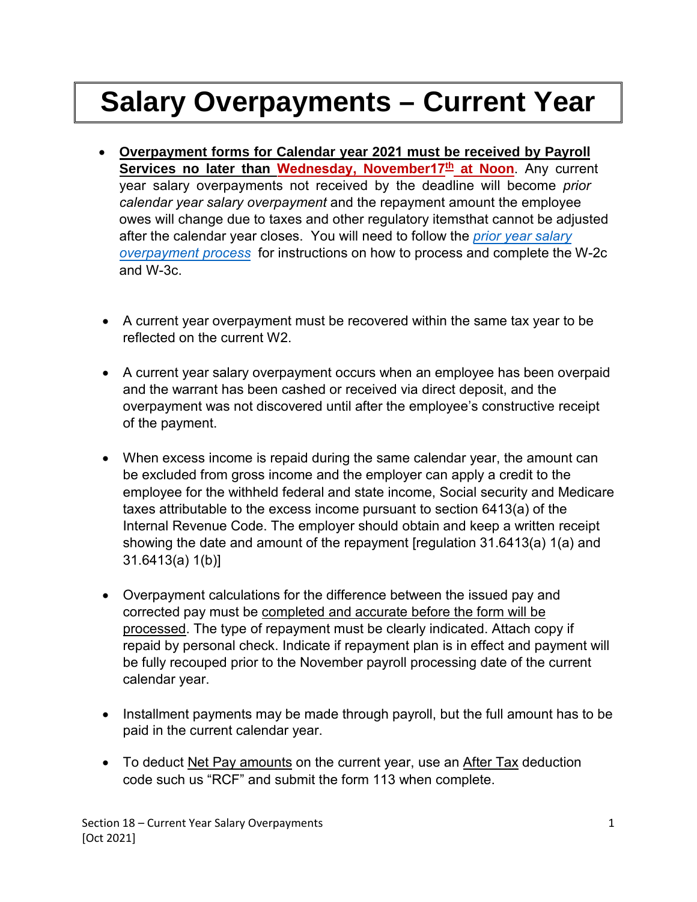# Salary Overpayments – Current Year

- **Overpayment forms for Calendar year 2021 must be received by Payroll Services no later than Wednesday, November17th at Noon**. Any current year salary overpayments not received by the deadline will become *prior calendar year salary overpayment* and the repayment amount the employee owes will change due to taxes and other regulatory itemsthat cannot be adjusted after the calendar year closes. You will need to follow the *prior year salary overpayment process* for instructions on how to process and complete the W-2c and W-3c.

- A current year overpayment must be recovered within the same tax year to be reflected on the current W2.

- A current year salary overpayment occurs when an employee has been overpaid and the warrant has been cashed or received via direct deposit, and the overpayment was not discovered until after the employee's constructive receipt of the payment.

- When excess income is repaid during the same calendar year, the amount can be excluded from gross income and the employer can apply a credit to the employee for the withheld federal and state income, Social security and Medicare taxes attributable to the excess income pursuant to section 6413(a) of the Internal Revenue Code. The employer should obtain and keep a written receipt showing the date and amount of the repayment [regulation 31.6413(a) 1(a) and 31.6413(a) 1(b)]

- Overpayment calculations for the difference between the issued pay and corrected pay must be completed and accurate before the form will be processed. The type of repayment must be clearly indicated. Attach copy if repaid by personal check. Indicate if repayment plan is in effect and payment will be fully recouped prior to the November payroll processing date of the current calendar year.

- Installment payments may be made through payroll, but the full amount has to be paid in the current calendar year.

- To deduct Net Pay amounts on the current year, use an After Tax deduction code such us "RCF" and submit the form 113 when complete.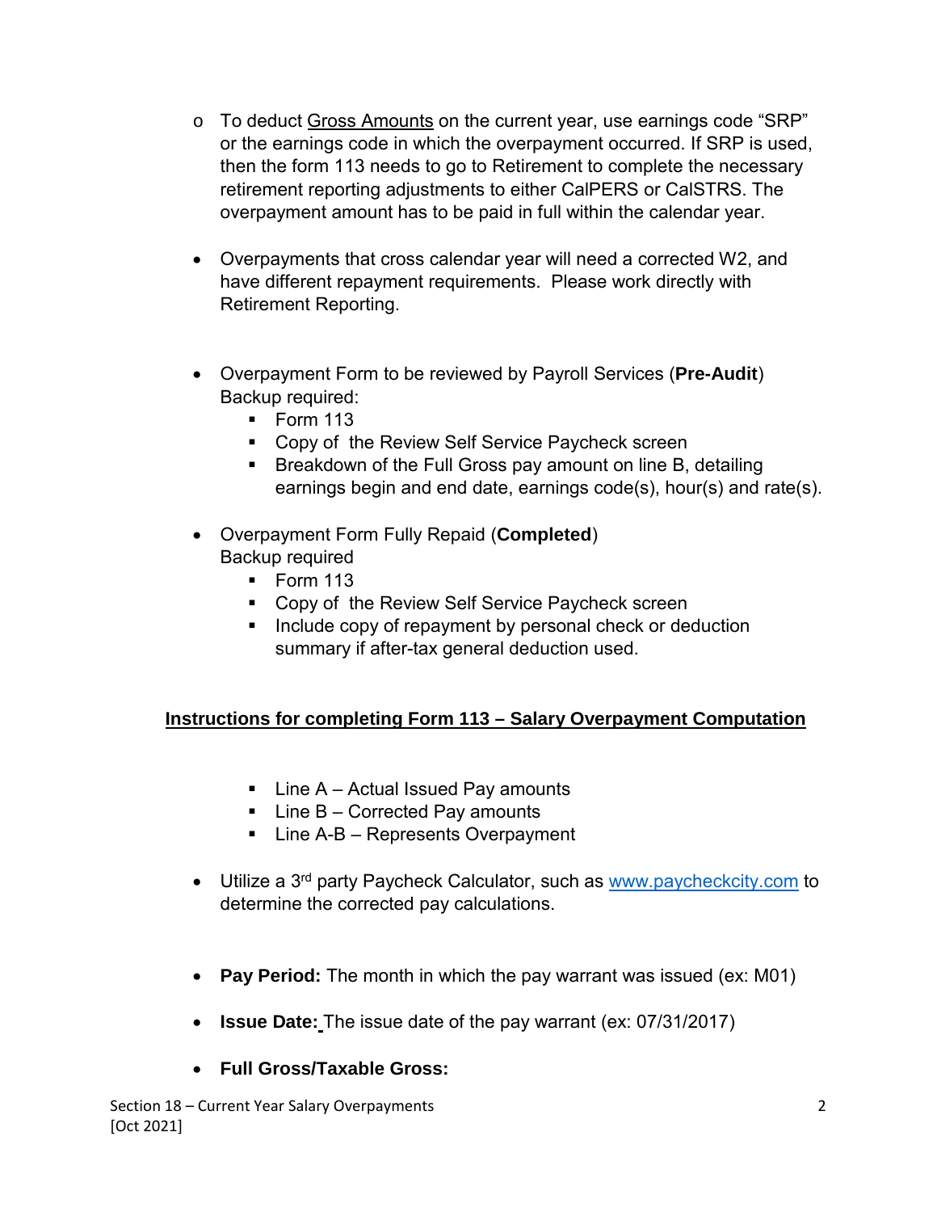- To deduct <u>Gross Amounts</u> on the current year, use earnings code "SRP" or the earnings code in which the overpayment occurred. If SRP is used, then the form 113 needs to go to Retirement to complete the necessary retirement reporting adjustments to either CalPERS or CalSTRS. The overpayment amount has to be paid in full within the calendar year.

- Overpayments that cross calendar year will need a corrected W2, and have different repayment requirements. Please work directly with Retirement Reporting.

- Overpayment Form to be reviewed by Payroll Services (**Pre-Audit**)
  Backup required:
  - Form 113
  - Copy of the Review Self Service Paycheck screen
  - Breakdown of the Full Gross pay amount on line B, detailing earnings begin and end date, earnings code(s), hour(s) and rate(s).

- Overpayment Form Fully Repaid (**Completed**)
  Backup required
  - Form 113
  - Copy of the Review Self Service Paycheck screen
  - Include copy of repayment by personal check or deduction summary if after-tax general deduction used.

## Instructions for completing Form 113 – Salary Overpayment Computation

- Line A – Actual Issued Pay amounts
- Line B – Corrected Pay amounts
- Line A-B – Represents Overpayment

- Utilize a 3rd party Paycheck Calculator, such as www.paycheckcity.com to determine the corrected pay calculations.

- **Pay Period:** The month in which the pay warrant was issued (ex: M01)

- **Issue Date:** The issue date of the pay warrant (ex: 07/31/2017)

- **Full Gross/Taxable Gross:**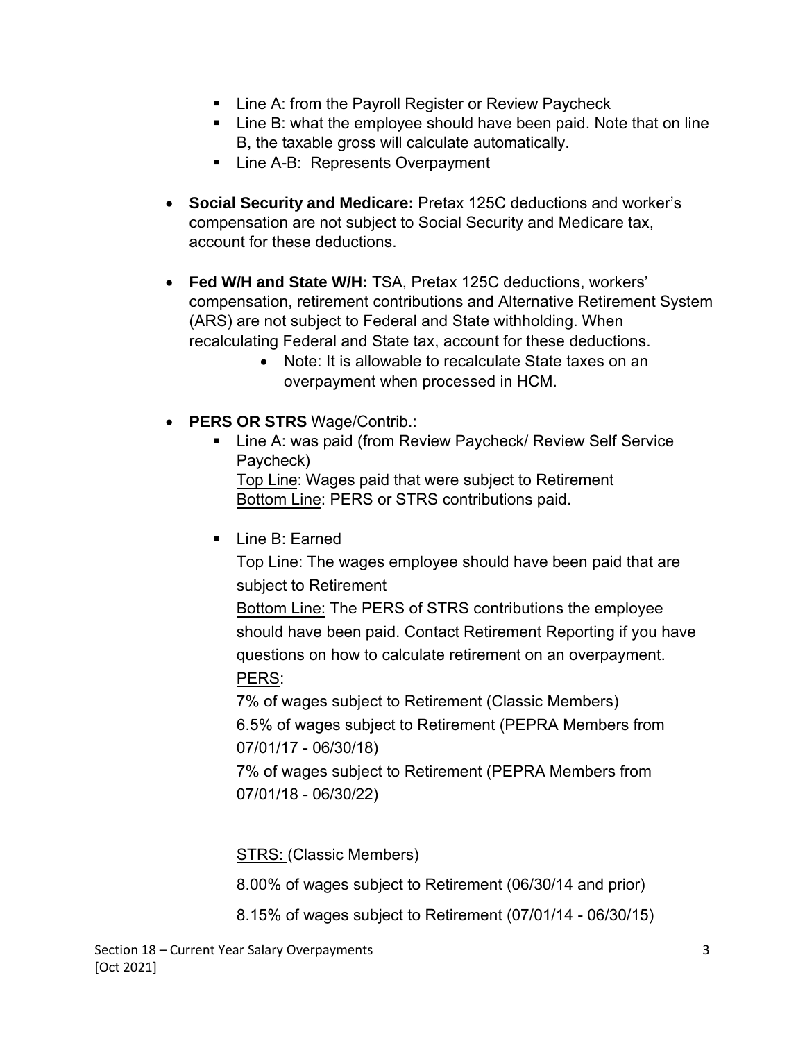- Line A: from the Payroll Register or Review Paycheck
- Line B: what the employee should have been paid. Note that on line B, the taxable gross will calculate automatically.
- Line A-B: Represents Overpayment

- **Social Security and Medicare:** Pretax 125C deductions and worker's compensation are not subject to Social Security and Medicare tax, account for these deductions.

- **Fed W/H and State W/H:** TSA, Pretax 125C deductions, workers' compensation, retirement contributions and Alternative Retirement System (ARS) are not subject to Federal and State withholding. When recalculating Federal and State tax, account for these deductions.
    - Note: It is allowable to recalculate State taxes on an overpayment when processed in HCM.

- **PERS OR STRS** Wage/Contrib.:
    - Line A: was paid (from Review Paycheck/ Review Self Service Paycheck)
      Top Line: Wages paid that were subject to Retirement
      Bottom Line: PERS or STRS contributions paid.

    - Line B: Earned

      Top Line: The wages employee should have been paid that are subject to Retirement

      Bottom Line: The PERS of STRS contributions the employee should have been paid. Contact Retirement Reporting if you have questions on how to calculate retirement on an overpayment.

      PERS:

      7% of wages subject to Retirement (Classic Members)

      6.5% of wages subject to Retirement (PEPRA Members from 07/01/17 - 06/30/18)

      7% of wages subject to Retirement (PEPRA Members from 07/01/18 - 06/30/22)

      STRS: (Classic Members)

      8.00% of wages subject to Retirement (06/30/14 and prior)

      8.15% of wages subject to Retirement (07/01/14 - 06/30/15)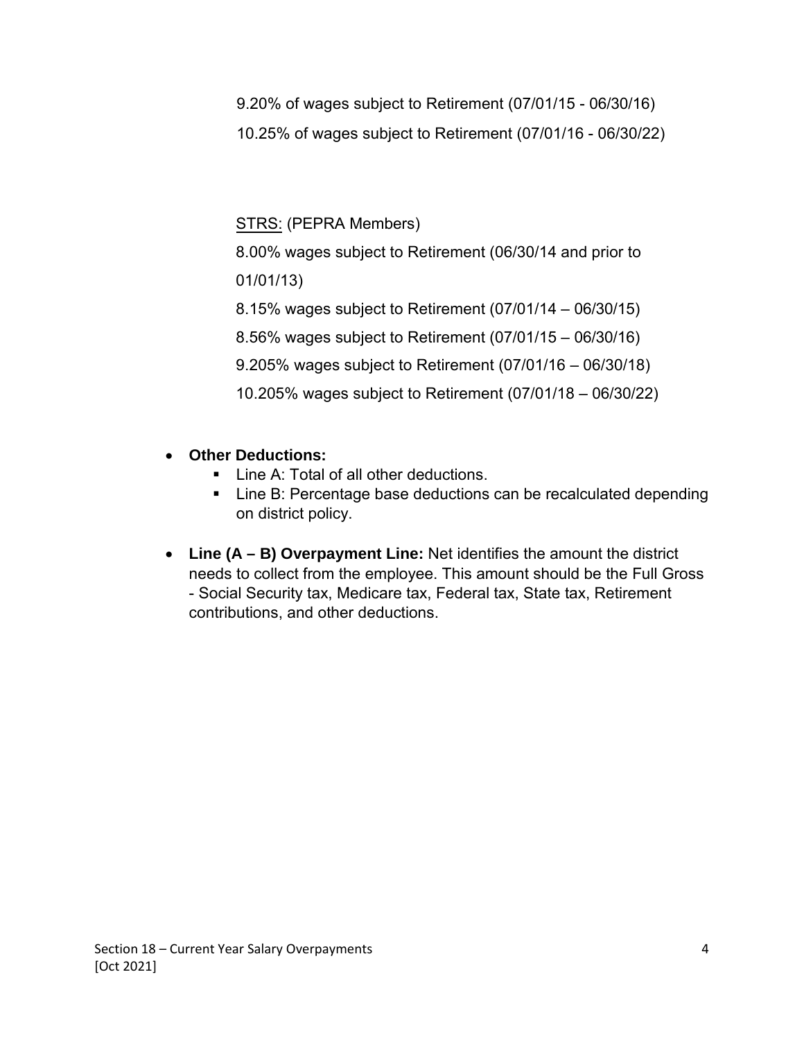9.20% of wages subject to Retirement (07/01/15 - 06/30/16)

10.25% of wages subject to Retirement (07/01/16 - 06/30/22)

STRS: (PEPRA Members)

8.00% wages subject to Retirement (06/30/14 and prior to 01/01/13)

8.15% wages subject to Retirement (07/01/14 – 06/30/15)

8.56% wages subject to Retirement (07/01/15 – 06/30/16)

9.205% wages subject to Retirement (07/01/16 – 06/30/18)

10.205% wages subject to Retirement (07/01/18 – 06/30/22)

- **Other Deductions:**
  - Line A: Total of all other deductions.
  - Line B: Percentage base deductions can be recalculated depending on district policy.
- **Line (A – B) Overpayment Line:** Net identifies the amount the district needs to collect from the employee. This amount should be the Full Gross - Social Security tax, Medicare tax, Federal tax, State tax, Retirement contributions, and other deductions.